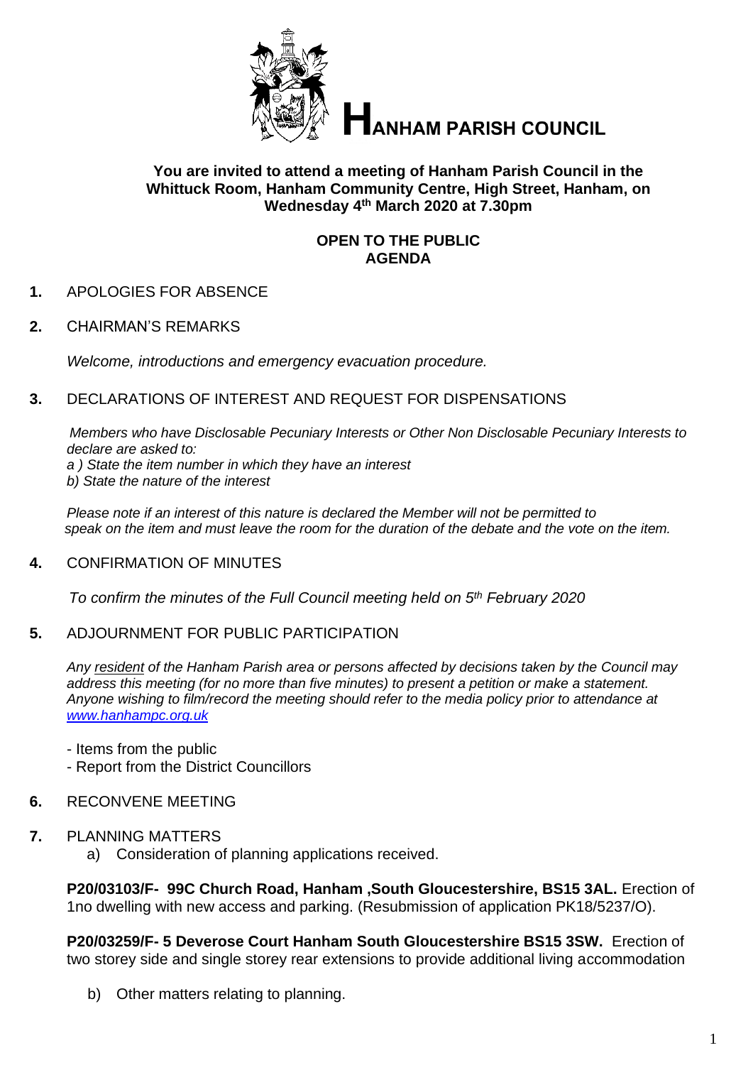# HANHAM PARISH COUNCIL

**You are invited to attend a meeting of Hanham Parish Council in the Whittuck Room, Hanham Community Centre, High Street, Hanham, on Wednesday 4th March 2020 at 7.30pm**

**OPEN TO THE PUBLIC**
**AGENDA**

**1.** APOLOGIES FOR ABSENCE

**2.** CHAIRMAN'S REMARKS

*Welcome, introductions and emergency evacuation procedure.*

**3.** DECLARATIONS OF INTEREST AND REQUEST FOR DISPENSATIONS

*Members who have Disclosable Pecuniary Interests or Other Non Disclosable Pecuniary Interests to declare are asked to:*
*a ) State the item number in which they have an interest*
*b) State the nature of the interest*

*Please note if an interest of this nature is declared the Member will not be permitted to speak on the item and must leave the room for the duration of the debate and the vote on the item.*

**4.** CONFIRMATION OF MINUTES

*To confirm the minutes of the Full Council meeting held on 5th February 2020*

**5.** ADJOURNMENT FOR PUBLIC PARTICIPATION

*Any resident of the Hanham Parish area or persons affected by decisions taken by the Council may address this meeting (for no more than five minutes) to present a petition or make a statement. Anyone wishing to film/record the meeting should refer to the media policy prior to attendance at [www.hanhampc.org.uk](www.hanhampc.org.uk)*

- Items from the public
- Report from the District Councillors

**6.** RECONVENE MEETING

**7.** PLANNING MATTERS

a) Consideration of planning applications received.

**P20/03103/F- 99C Church Road, Hanham ,South Gloucestershire, BS15 3AL.** Erection of 1no dwelling with new access and parking. (Resubmission of application PK18/5237/O).

**P20/03259/F- 5 Deverose Court Hanham South Gloucestershire BS15 3SW.** Erection of two storey side and single storey rear extensions to provide additional living accommodation

b) Other matters relating to planning.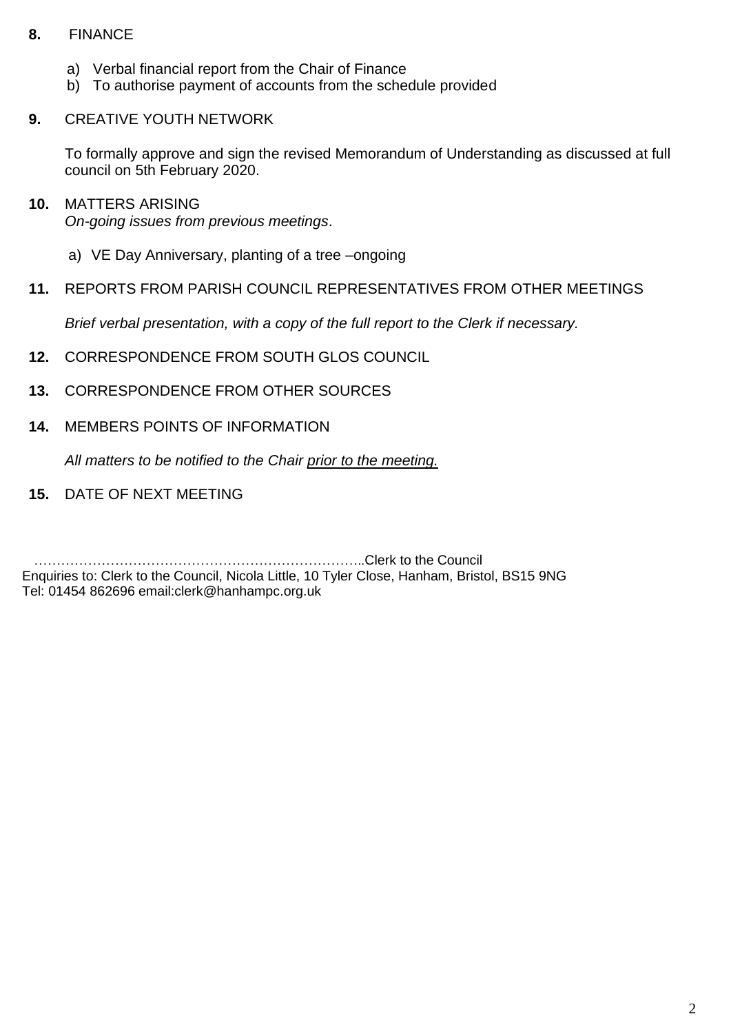**8.** FINANCE

a) Verbal financial report from the Chair of Finance
b) To authorise payment of accounts from the schedule provided

**9.** CREATIVE YOUTH NETWORK

To formally approve and sign the revised Memorandum of Understanding as discussed at full council on 5th February 2020.

**10.** MATTERS ARISING
*On-going issues from previous meetings*.

a) VE Day Anniversary, planting of a tree –ongoing

**11.** REPORTS FROM PARISH COUNCIL REPRESENTATIVES FROM OTHER MEETINGS

*Brief verbal presentation, with a copy of the full report to the Clerk if necessary.*

**12.** CORRESPONDENCE FROM SOUTH GLOS COUNCIL

**13.** CORRESPONDENCE FROM OTHER SOURCES

**14.** MEMBERS POINTS OF INFORMATION

*All matters to be notified to the Chair prior to the meeting.*

**15.** DATE OF NEXT MEETING

………………………………………………………………..Clerk to the Council
Enquiries to: Clerk to the Council, Nicola Little, 10 Tyler Close, Hanham, Bristol, BS15 9NG
Tel: 01454 862696 email:clerk@hanhampc.org.uk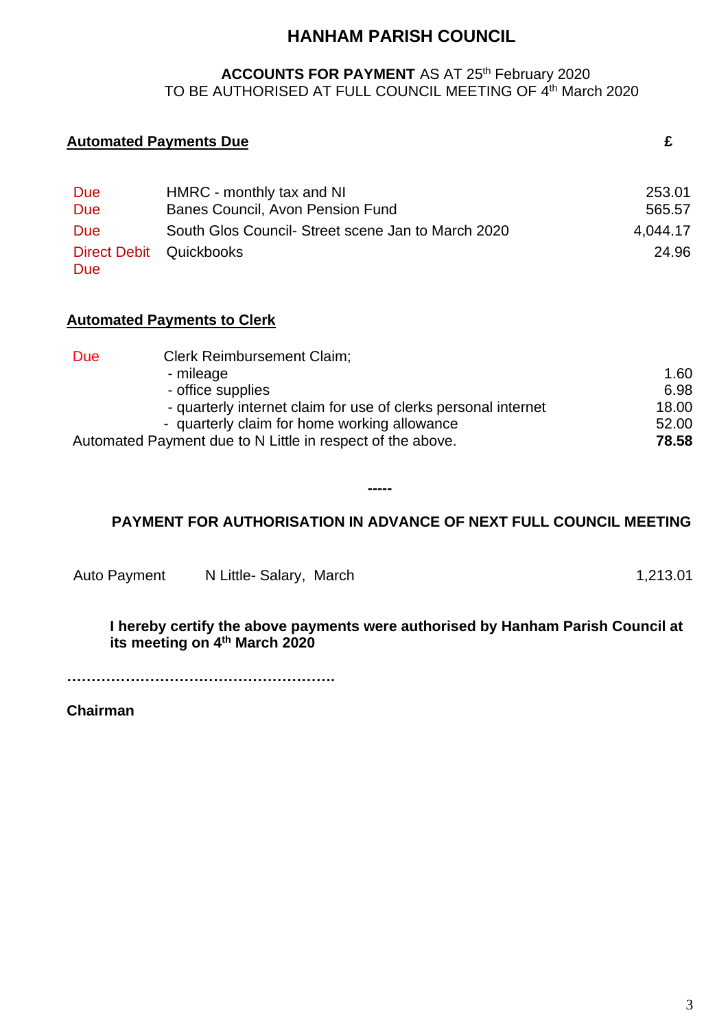# HANHAM PARISH COUNCIL

**ACCOUNTS FOR PAYMENT** AS AT 25th February 2020
TO BE AUTHORISED AT FULL COUNCIL MEETING OF 4th March 2020

| **Automated Payments Due** | | **£** |
|---|---|---|
| Due | HMRC - monthly tax and NI | 253.01 |
| Due | Banes Council, Avon Pension Fund | 565.57 |
| Due | South Glos Council- Street scene Jan to March 2020 | 4,044.17 |
| Direct Debit Due | Quickbooks | 24.96 |

**Automated Payments to Clerk**

| | | |
|---|---|---|
| Due | Clerk Reimbursement Claim; | |
| | - mileage | 1.60 |
| | - office supplies | 6.98 |
| | - quarterly internet claim for use of clerks personal internet | 18.00 |
| | - quarterly claim for home working allowance | 52.00 |
| Automated Payment due to N Little in respect of the above. | | **78.58** |

-----

**PAYMENT FOR AUTHORISATION IN ADVANCE OF NEXT FULL COUNCIL MEETING**

| | | |
|---|---|---|
| Auto Payment | N Little- Salary, March | 1,213.01 |

**I hereby certify the above payments were authorised by Hanham Parish Council at its meeting on 4th March 2020**

……………………………………………….

**Chairman**